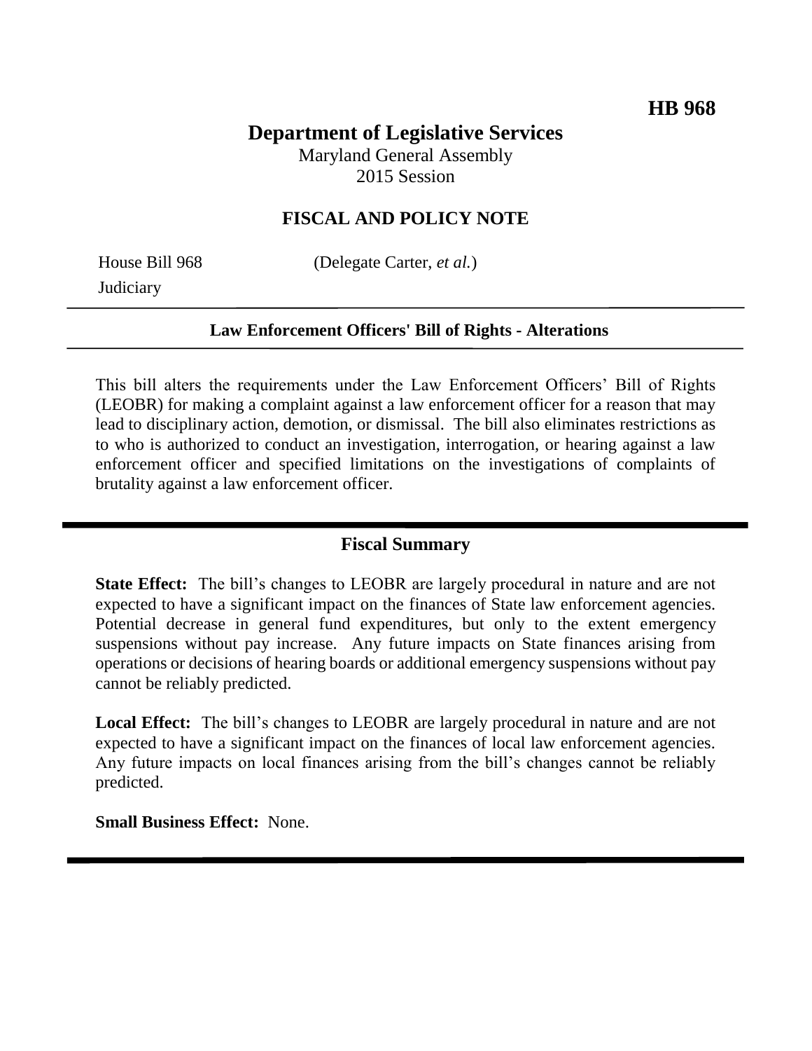**HB 968**

# Department of Legislative Services

Maryland General Assembly
2015 Session

## FISCAL AND POLICY NOTE

House Bill 968 (Delegate Carter, *et al.*)
Judiciary

**Law Enforcement Officers' Bill of Rights - Alterations**

This bill alters the requirements under the Law Enforcement Officers' Bill of Rights (LEOBR) for making a complaint against a law enforcement officer for a reason that may lead to disciplinary action, demotion, or dismissal. The bill also eliminates restrictions as to who is authorized to conduct an investigation, interrogation, or hearing against a law enforcement officer and specified limitations on the investigations of complaints of brutality against a law enforcement officer.

## Fiscal Summary

**State Effect:** The bill's changes to LEOBR are largely procedural in nature and are not expected to have a significant impact on the finances of State law enforcement agencies. Potential decrease in general fund expenditures, but only to the extent emergency suspensions without pay increase. Any future impacts on State finances arising from operations or decisions of hearing boards or additional emergency suspensions without pay cannot be reliably predicted.

**Local Effect:** The bill's changes to LEOBR are largely procedural in nature and are not expected to have a significant impact on the finances of local law enforcement agencies. Any future impacts on local finances arising from the bill's changes cannot be reliably predicted.

**Small Business Effect:** None.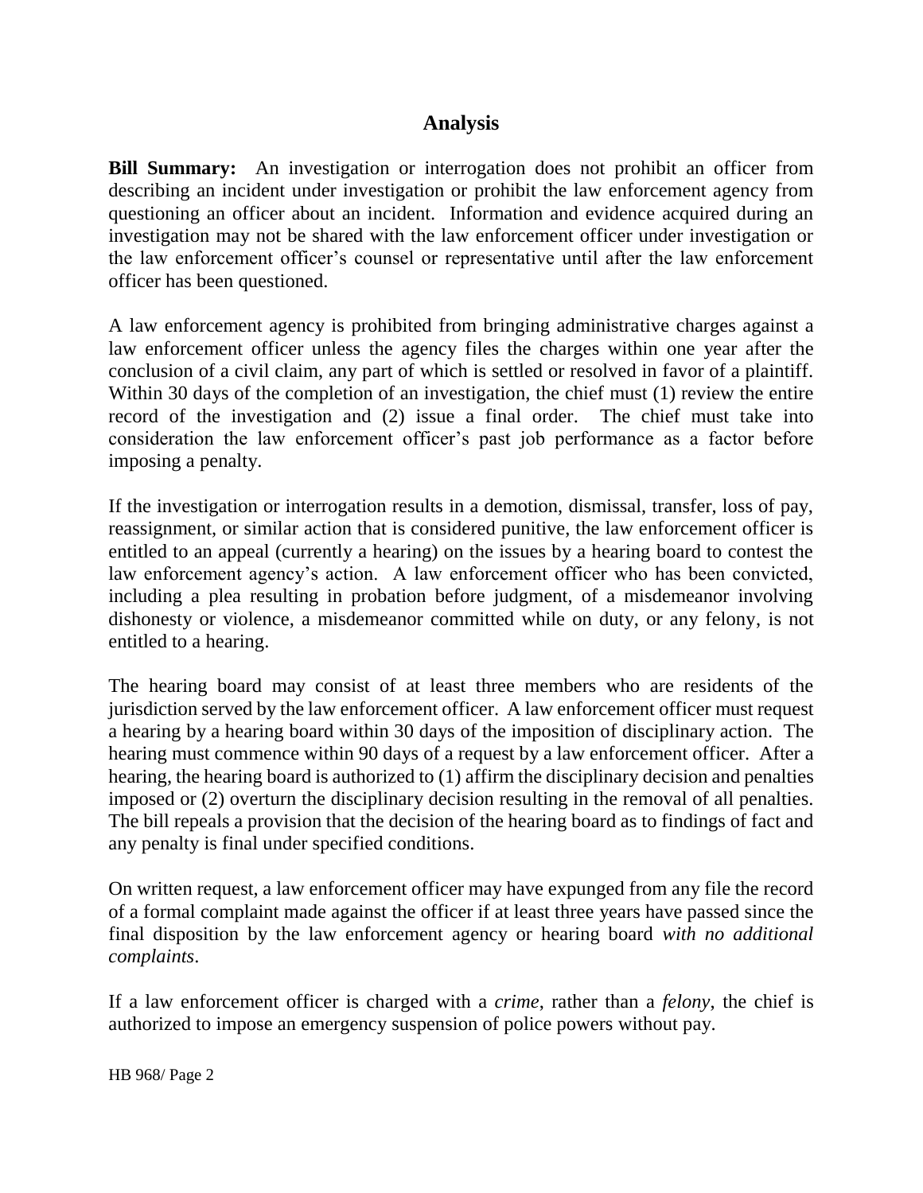## Analysis

**Bill Summary:** An investigation or interrogation does not prohibit an officer from describing an incident under investigation or prohibit the law enforcement agency from questioning an officer about an incident. Information and evidence acquired during an investigation may not be shared with the law enforcement officer under investigation or the law enforcement officer's counsel or representative until after the law enforcement officer has been questioned.

A law enforcement agency is prohibited from bringing administrative charges against a law enforcement officer unless the agency files the charges within one year after the conclusion of a civil claim, any part of which is settled or resolved in favor of a plaintiff. Within 30 days of the completion of an investigation, the chief must (1) review the entire record of the investigation and (2) issue a final order. The chief must take into consideration the law enforcement officer's past job performance as a factor before imposing a penalty.

If the investigation or interrogation results in a demotion, dismissal, transfer, loss of pay, reassignment, or similar action that is considered punitive, the law enforcement officer is entitled to an appeal (currently a hearing) on the issues by a hearing board to contest the law enforcement agency's action. A law enforcement officer who has been convicted, including a plea resulting in probation before judgment, of a misdemeanor involving dishonesty or violence, a misdemeanor committed while on duty, or any felony, is not entitled to a hearing.

The hearing board may consist of at least three members who are residents of the jurisdiction served by the law enforcement officer. A law enforcement officer must request a hearing by a hearing board within 30 days of the imposition of disciplinary action. The hearing must commence within 90 days of a request by a law enforcement officer. After a hearing, the hearing board is authorized to (1) affirm the disciplinary decision and penalties imposed or (2) overturn the disciplinary decision resulting in the removal of all penalties. The bill repeals a provision that the decision of the hearing board as to findings of fact and any penalty is final under specified conditions.

On written request, a law enforcement officer may have expunged from any file the record of a formal complaint made against the officer if at least three years have passed since the final disposition by the law enforcement agency or hearing board *with no additional complaints*.

If a law enforcement officer is charged with a *crime*, rather than a *felony*, the chief is authorized to impose an emergency suspension of police powers without pay.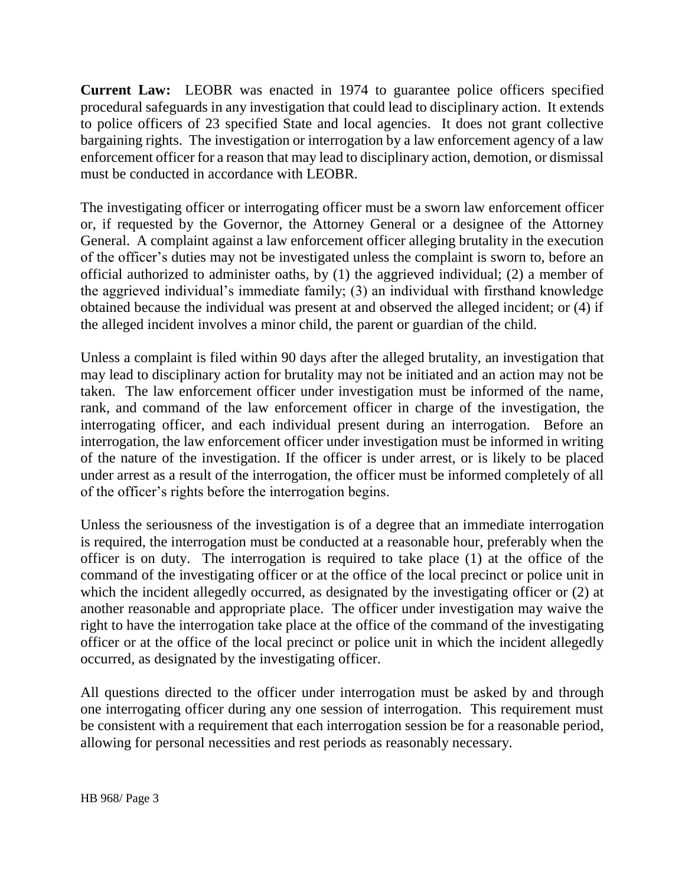**Current Law:** LEOBR was enacted in 1974 to guarantee police officers specified procedural safeguards in any investigation that could lead to disciplinary action. It extends to police officers of 23 specified State and local agencies. It does not grant collective bargaining rights. The investigation or interrogation by a law enforcement agency of a law enforcement officer for a reason that may lead to disciplinary action, demotion, or dismissal must be conducted in accordance with LEOBR.

The investigating officer or interrogating officer must be a sworn law enforcement officer or, if requested by the Governor, the Attorney General or a designee of the Attorney General. A complaint against a law enforcement officer alleging brutality in the execution of the officer's duties may not be investigated unless the complaint is sworn to, before an official authorized to administer oaths, by (1) the aggrieved individual; (2) a member of the aggrieved individual's immediate family; (3) an individual with firsthand knowledge obtained because the individual was present at and observed the alleged incident; or (4) if the alleged incident involves a minor child, the parent or guardian of the child.

Unless a complaint is filed within 90 days after the alleged brutality, an investigation that may lead to disciplinary action for brutality may not be initiated and an action may not be taken. The law enforcement officer under investigation must be informed of the name, rank, and command of the law enforcement officer in charge of the investigation, the interrogating officer, and each individual present during an interrogation. Before an interrogation, the law enforcement officer under investigation must be informed in writing of the nature of the investigation. If the officer is under arrest, or is likely to be placed under arrest as a result of the interrogation, the officer must be informed completely of all of the officer's rights before the interrogation begins.

Unless the seriousness of the investigation is of a degree that an immediate interrogation is required, the interrogation must be conducted at a reasonable hour, preferably when the officer is on duty. The interrogation is required to take place (1) at the office of the command of the investigating officer or at the office of the local precinct or police unit in which the incident allegedly occurred, as designated by the investigating officer or (2) at another reasonable and appropriate place. The officer under investigation may waive the right to have the interrogation take place at the office of the command of the investigating officer or at the office of the local precinct or police unit in which the incident allegedly occurred, as designated by the investigating officer.

All questions directed to the officer under interrogation must be asked by and through one interrogating officer during any one session of interrogation. This requirement must be consistent with a requirement that each interrogation session be for a reasonable period, allowing for personal necessities and rest periods as reasonably necessary.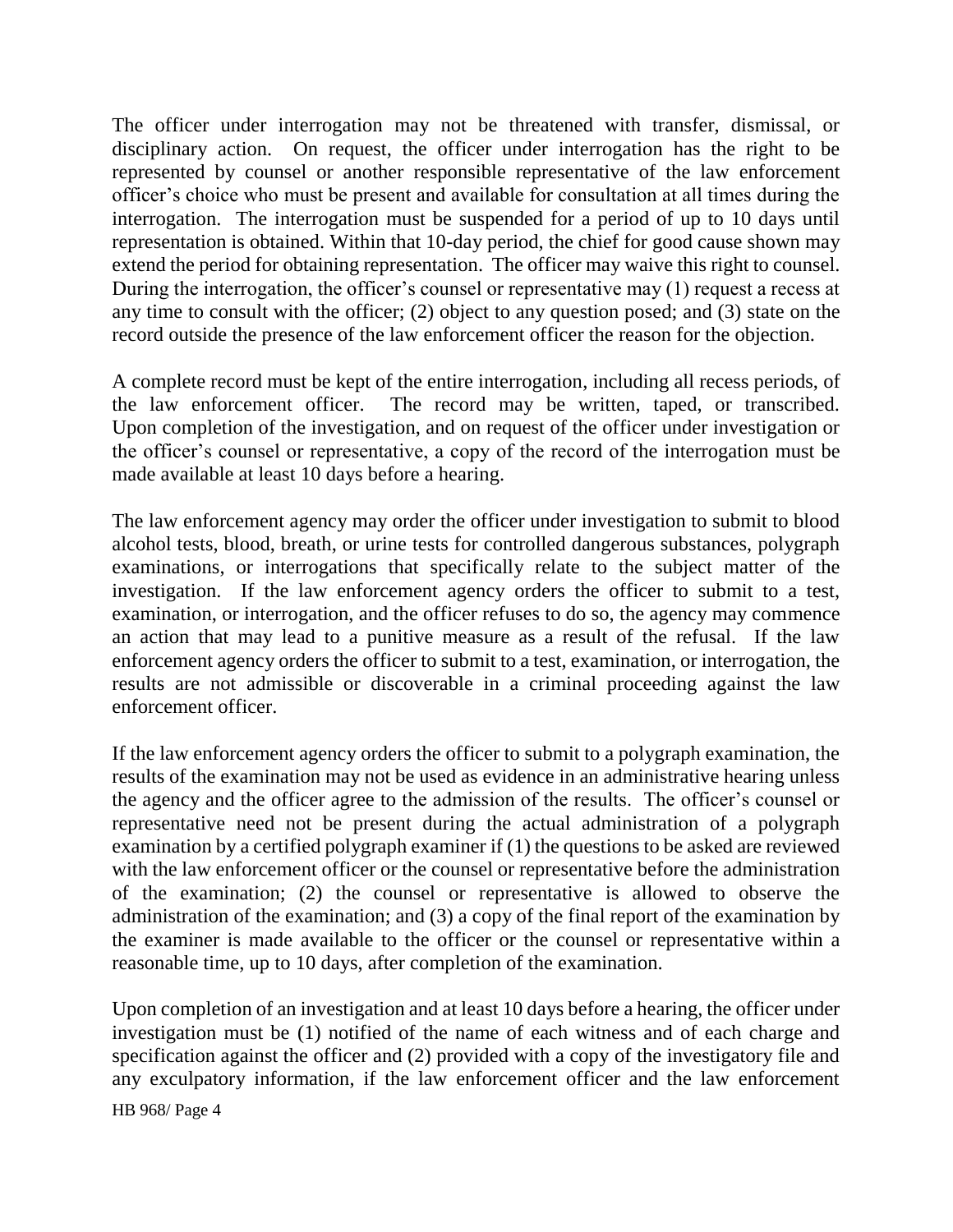The officer under interrogation may not be threatened with transfer, dismissal, or disciplinary action. On request, the officer under interrogation has the right to be represented by counsel or another responsible representative of the law enforcement officer's choice who must be present and available for consultation at all times during the interrogation. The interrogation must be suspended for a period of up to 10 days until representation is obtained. Within that 10-day period, the chief for good cause shown may extend the period for obtaining representation. The officer may waive this right to counsel. During the interrogation, the officer's counsel or representative may (1) request a recess at any time to consult with the officer; (2) object to any question posed; and (3) state on the record outside the presence of the law enforcement officer the reason for the objection.

A complete record must be kept of the entire interrogation, including all recess periods, of the law enforcement officer. The record may be written, taped, or transcribed. Upon completion of the investigation, and on request of the officer under investigation or the officer's counsel or representative, a copy of the record of the interrogation must be made available at least 10 days before a hearing.

The law enforcement agency may order the officer under investigation to submit to blood alcohol tests, blood, breath, or urine tests for controlled dangerous substances, polygraph examinations, or interrogations that specifically relate to the subject matter of the investigation. If the law enforcement agency orders the officer to submit to a test, examination, or interrogation, and the officer refuses to do so, the agency may commence an action that may lead to a punitive measure as a result of the refusal. If the law enforcement agency orders the officer to submit to a test, examination, or interrogation, the results are not admissible or discoverable in a criminal proceeding against the law enforcement officer.

If the law enforcement agency orders the officer to submit to a polygraph examination, the results of the examination may not be used as evidence in an administrative hearing unless the agency and the officer agree to the admission of the results. The officer's counsel or representative need not be present during the actual administration of a polygraph examination by a certified polygraph examiner if (1) the questions to be asked are reviewed with the law enforcement officer or the counsel or representative before the administration of the examination; (2) the counsel or representative is allowed to observe the administration of the examination; and (3) a copy of the final report of the examination by the examiner is made available to the officer or the counsel or representative within a reasonable time, up to 10 days, after completion of the examination.

Upon completion of an investigation and at least 10 days before a hearing, the officer under investigation must be (1) notified of the name of each witness and of each charge and specification against the officer and (2) provided with a copy of the investigatory file and any exculpatory information, if the law enforcement officer and the law enforcement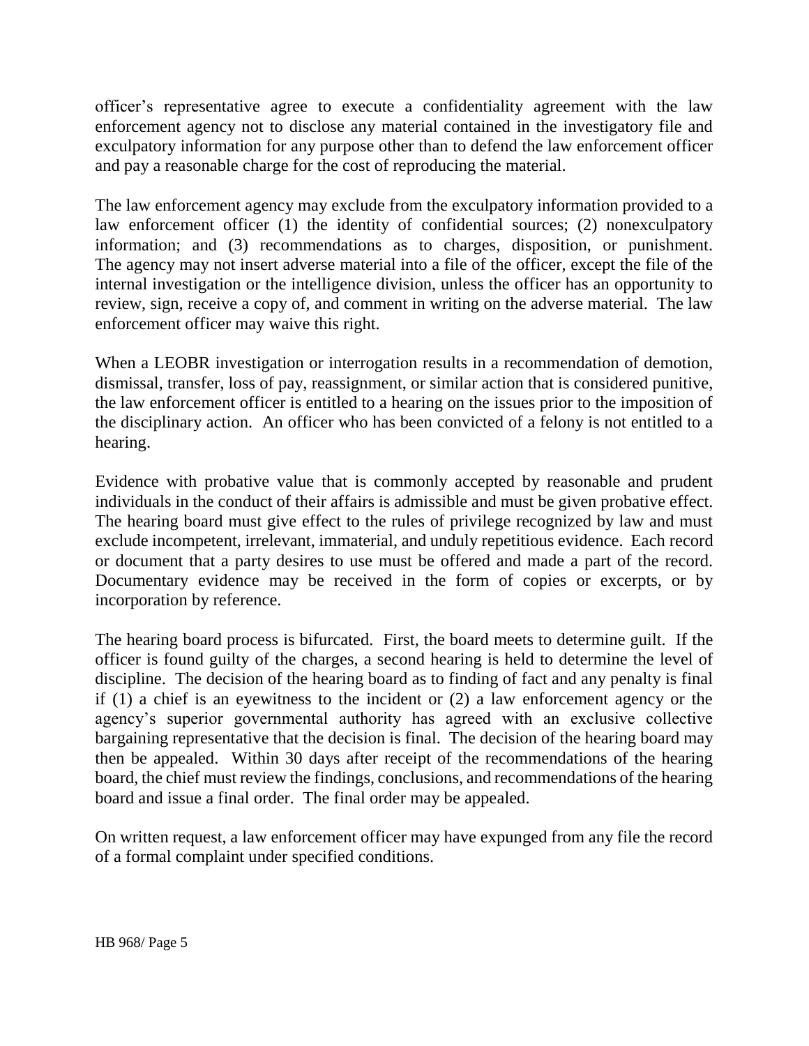officer's representative agree to execute a confidentiality agreement with the law enforcement agency not to disclose any material contained in the investigatory file and exculpatory information for any purpose other than to defend the law enforcement officer and pay a reasonable charge for the cost of reproducing the material.

The law enforcement agency may exclude from the exculpatory information provided to a law enforcement officer (1) the identity of confidential sources; (2) nonexculpatory information; and (3) recommendations as to charges, disposition, or punishment. The agency may not insert adverse material into a file of the officer, except the file of the internal investigation or the intelligence division, unless the officer has an opportunity to review, sign, receive a copy of, and comment in writing on the adverse material. The law enforcement officer may waive this right.

When a LEOBR investigation or interrogation results in a recommendation of demotion, dismissal, transfer, loss of pay, reassignment, or similar action that is considered punitive, the law enforcement officer is entitled to a hearing on the issues prior to the imposition of the disciplinary action. An officer who has been convicted of a felony is not entitled to a hearing.

Evidence with probative value that is commonly accepted by reasonable and prudent individuals in the conduct of their affairs is admissible and must be given probative effect. The hearing board must give effect to the rules of privilege recognized by law and must exclude incompetent, irrelevant, immaterial, and unduly repetitious evidence. Each record or document that a party desires to use must be offered and made a part of the record. Documentary evidence may be received in the form of copies or excerpts, or by incorporation by reference.

The hearing board process is bifurcated. First, the board meets to determine guilt. If the officer is found guilty of the charges, a second hearing is held to determine the level of discipline. The decision of the hearing board as to finding of fact and any penalty is final if (1) a chief is an eyewitness to the incident or (2) a law enforcement agency or the agency's superior governmental authority has agreed with an exclusive collective bargaining representative that the decision is final. The decision of the hearing board may then be appealed. Within 30 days after receipt of the recommendations of the hearing board, the chief must review the findings, conclusions, and recommendations of the hearing board and issue a final order. The final order may be appealed.

On written request, a law enforcement officer may have expunged from any file the record of a formal complaint under specified conditions.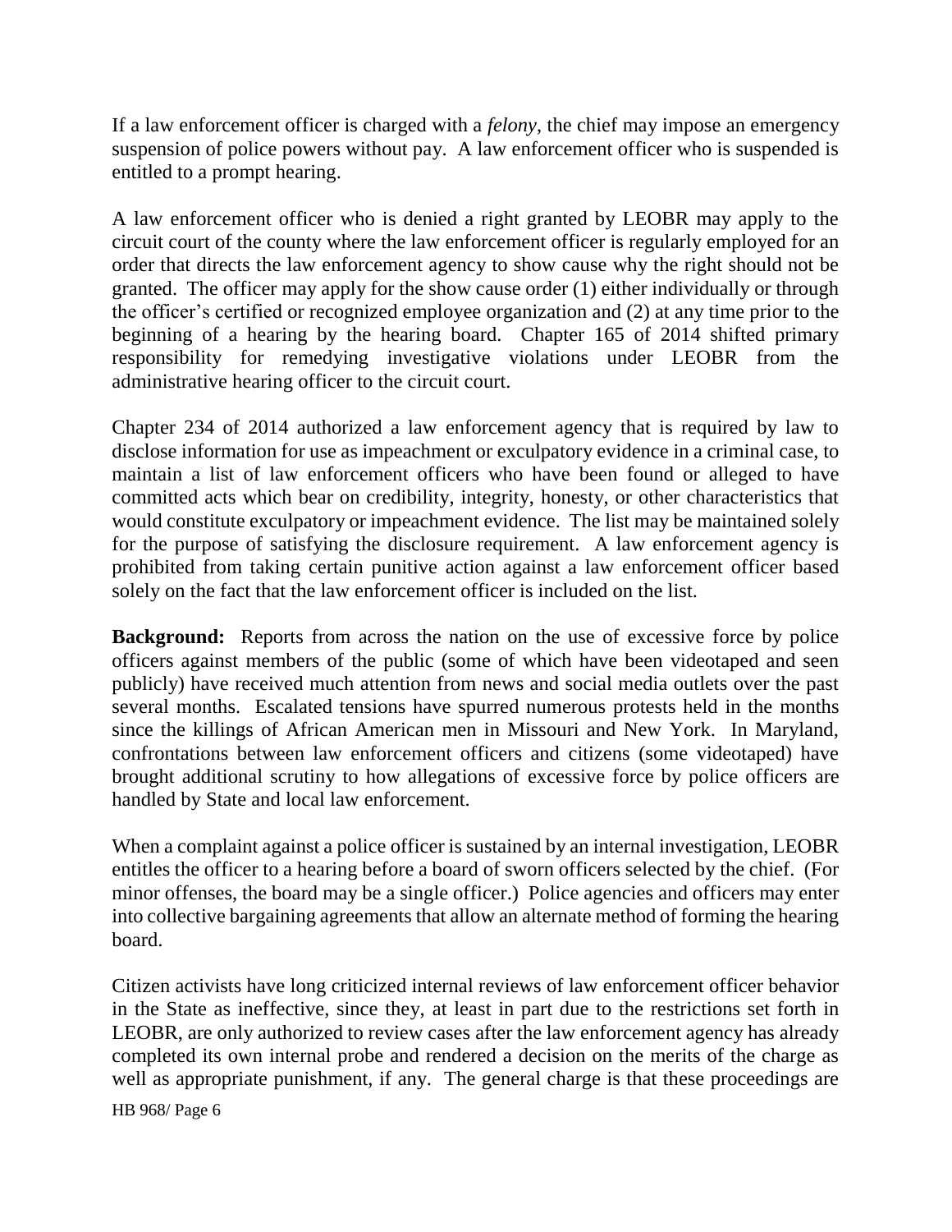If a law enforcement officer is charged with a *felony*, the chief may impose an emergency suspension of police powers without pay. A law enforcement officer who is suspended is entitled to a prompt hearing.

A law enforcement officer who is denied a right granted by LEOBR may apply to the circuit court of the county where the law enforcement officer is regularly employed for an order that directs the law enforcement agency to show cause why the right should not be granted. The officer may apply for the show cause order (1) either individually or through the officer's certified or recognized employee organization and (2) at any time prior to the beginning of a hearing by the hearing board. Chapter 165 of 2014 shifted primary responsibility for remedying investigative violations under LEOBR from the administrative hearing officer to the circuit court.

Chapter 234 of 2014 authorized a law enforcement agency that is required by law to disclose information for use as impeachment or exculpatory evidence in a criminal case, to maintain a list of law enforcement officers who have been found or alleged to have committed acts which bear on credibility, integrity, honesty, or other characteristics that would constitute exculpatory or impeachment evidence. The list may be maintained solely for the purpose of satisfying the disclosure requirement. A law enforcement agency is prohibited from taking certain punitive action against a law enforcement officer based solely on the fact that the law enforcement officer is included on the list.

**Background:** Reports from across the nation on the use of excessive force by police officers against members of the public (some of which have been videotaped and seen publicly) have received much attention from news and social media outlets over the past several months. Escalated tensions have spurred numerous protests held in the months since the killings of African American men in Missouri and New York. In Maryland, confrontations between law enforcement officers and citizens (some videotaped) have brought additional scrutiny to how allegations of excessive force by police officers are handled by State and local law enforcement.

When a complaint against a police officer is sustained by an internal investigation, LEOBR entitles the officer to a hearing before a board of sworn officers selected by the chief. (For minor offenses, the board may be a single officer.) Police agencies and officers may enter into collective bargaining agreements that allow an alternate method of forming the hearing board.

Citizen activists have long criticized internal reviews of law enforcement officer behavior in the State as ineffective, since they, at least in part due to the restrictions set forth in LEOBR, are only authorized to review cases after the law enforcement agency has already completed its own internal probe and rendered a decision on the merits of the charge as well as appropriate punishment, if any. The general charge is that these proceedings are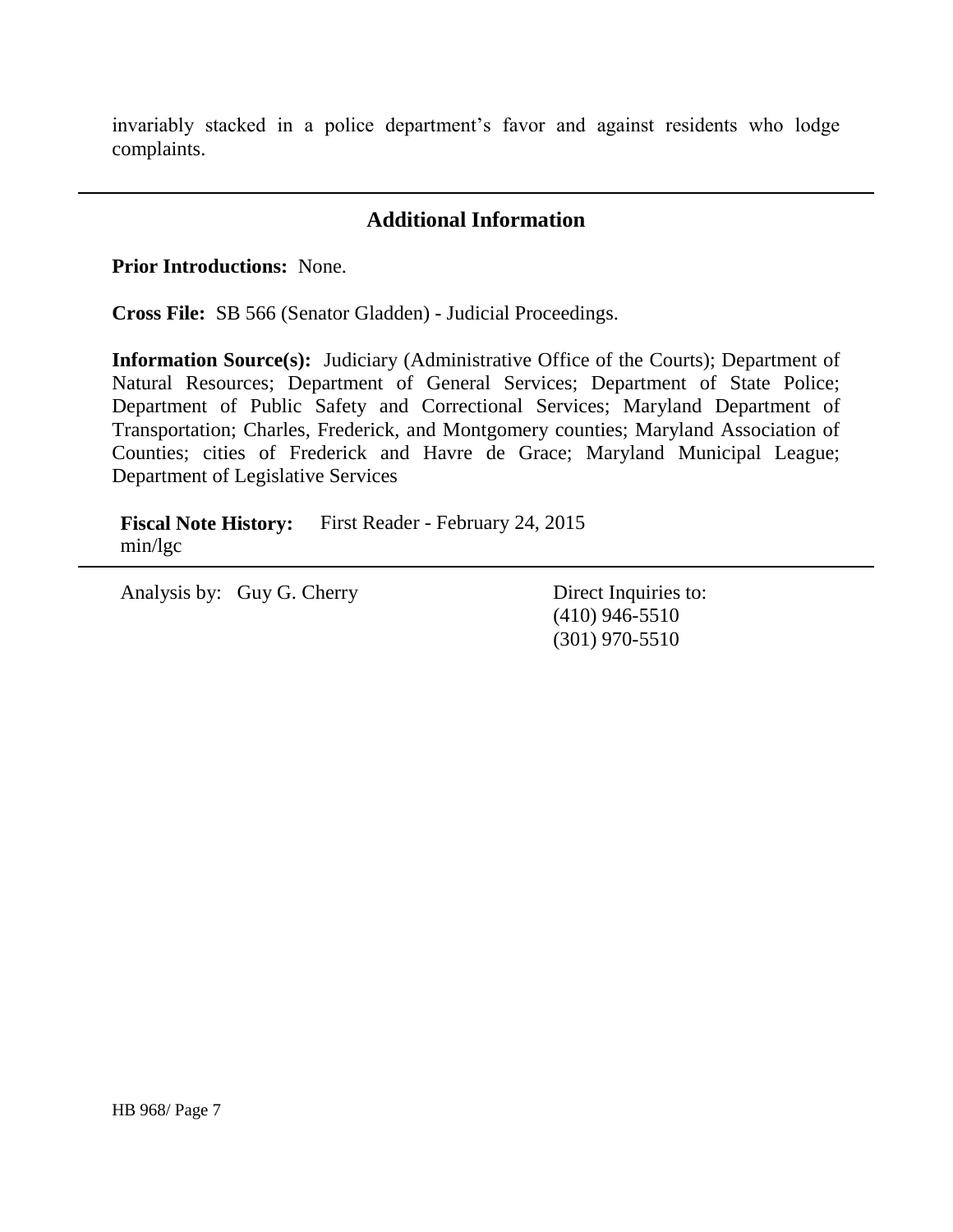invariably stacked in a police department's favor and against residents who lodge complaints.

## Additional Information

**Prior Introductions:** None.

**Cross File:** SB 566 (Senator Gladden) - Judicial Proceedings.

**Information Source(s):** Judiciary (Administrative Office of the Courts); Department of Natural Resources; Department of General Services; Department of State Police; Department of Public Safety and Correctional Services; Maryland Department of Transportation; Charles, Frederick, and Montgomery counties; Maryland Association of Counties; cities of Frederick and Havre de Grace; Maryland Municipal League; Department of Legislative Services

**Fiscal Note History:** First Reader - February 24, 2015
min/lgc

Analysis by: Guy G. Cherry

Direct Inquiries to:
(410) 946-5510
(301) 970-5510